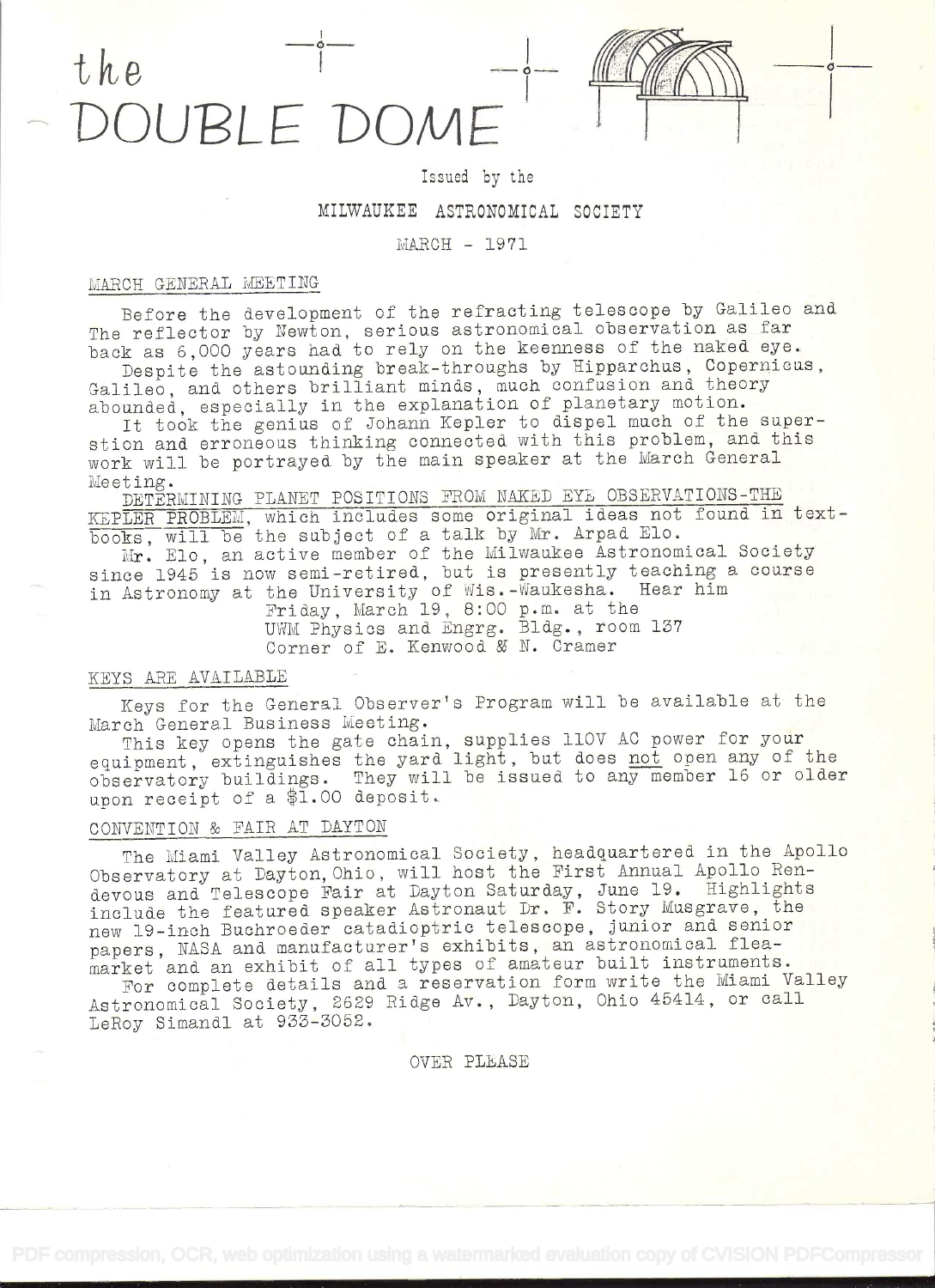# the DOUBLE DOME

Issued by the

MILWAUKEE ASTRONOMICAL SOCIETY

MARCH - 1971

## MARCH GENERAL MEETING

Before the development of the refracting telescope by Galileo and The reflector by Newton, serious astronomical observation as far back as 6,000 years had to rely on the keenness of the naked eye.

Despite the astounding break-throughs by Hipparchus, Copernicus, Galileo, and others brilliant minds, much confusion and theory abounded, especially in the explanation of planetary motion.

It took the genius of Johann Kepler to dispel much of the superstion and erroneous thinking connected with this problem, and this work will be portrayed by the main speaker at the March General Meeting.

DETERMINING PLANET POSITIONS FROM NAKED EYE OBSERVATIONS-THE KEPLER PROBLEM, which includes some original ideas not found in textbooks, will be the subject of a talk by Mr. Arpad Elo.

Mr. Elo, an active member of the Milwaukee Astronomical Society since 1945 is now semi-retired, but is presently teaching a course in Astronomy at the University of Wis.-Waukesha. Hear him

Friday, March 19, 8:00 p.m. at the
UWM Physics and Engrg. Bldg., room 137
Corner of E. Kenwood & N. Cramer

## KEYS ARE AVAILABLE

Keys for the General Observer's Program will be available at the March General Business Meeting.

This key opens the gate chain, supplies 110V AC power for your equipment, extinguishes the yard light, but does not open any of the observatory buildings. They will be issued to any member 16 or older upon receipt of a $1.00 deposit.

## CONVENTION & FAIR AT DAYTON

The Miami Valley Astronomical Society, headquartered in the Apollo Observatory at Dayton, Ohio, will host the First Annual Apollo Rendevous and Telescope Fair at Dayton Saturday, June 19. Highlights include the featured speaker Astronaut Dr. F. Story Musgrave, the new 19-inch Buchroeder catadioptric telescope, junior and senior papers, NASA and manufacturer's exhibits, an astronomical flea-market and an exhibit of all types of amateur built instruments.

For complete details and a reservation form write the Miami Valley Astronomical Society, 2629 Ridge Av., Dayton, Ohio 45414, or call LeRoy Simandl at 933-3052.

OVER PLEASE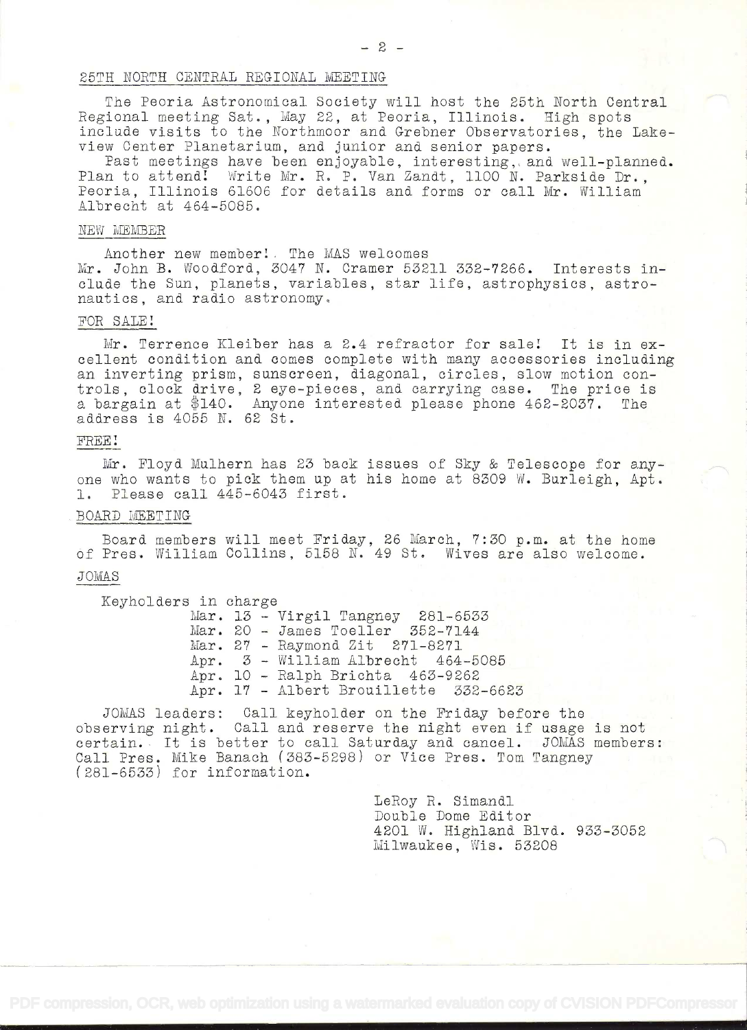## 25TH NORTH CENTRAL REGIONAL MEETING

The Peoria Astronomical Society will host the 25th North Central Regional meeting Sat., May 22, at Peoria, Illinois. High spots include visits to the Northmoor and Grebner Observatories, the Lakeview Center Planetarium, and junior and senior papers.

Past meetings have been enjoyable, interesting, and well-planned. Plan to attend! Write Mr. R. P. Van Zandt, 1100 N. Parkside Dr., Peoria, Illinois 61606 for details and forms or call Mr. William Albrecht at 464-5085.

## NEW MEMBER

Another new member! The MAS welcomes Mr. John B. Woodford, 3047 N. Cramer 53211 332-7266. Interests include the Sun, planets, variables, star life, astrophysics, astronautics, and radio astronomy.

## FOR SALE!

Mr. Terrence Kleiber has a 2.4 refractor for sale! It is in excellent condition and comes complete with many accessories including an inverting prism, sunscreen, diagonal, circles, slow motion controls, clock drive, 2 eye-pieces, and carrying case. The price is a bargain at $140. Anyone interested please phone 462-2037. The address is 4055 N. 62 St.

## FREE!

Mr. Floyd Mulhern has 23 back issues of Sky & Telescope for anyone who wants to pick them up at his home at 8309 W. Burleigh, Apt. 1. Please call 445-6043 first.

## BOARD MEETING

Board members will meet Friday, 26 March, 7:30 p.m. at the home of Pres. William Collins, 5158 N. 49 St. Wives are also welcome.

## JOMAS

Keyholders in charge

- Mar. 13 - Virgil Tangney 281-6533
- Mar. 20 - James Toeller 352-7144
- Mar. 27 - Raymond Zit 271-8271
- Apr. 3 - William Albrecht 464-5085
- Apr. 10 - Ralph Brichta 463-9262
- Apr. 17 - Albert Brouillette 332-6623

JOMAS leaders: Call keyholder on the Friday before the observing night. Call and reserve the night even if usage is not certain. It is better to call Saturday and cancel. JOMAS members: Call Pres. Mike Banach (383-5298) or Vice Pres. Tom Tangney (281-6533) for information.

LeRoy R. Simandl
Double Dome Editor
4201 W. Highland Blvd. 933-3052
Milwaukee, Wis. 53208